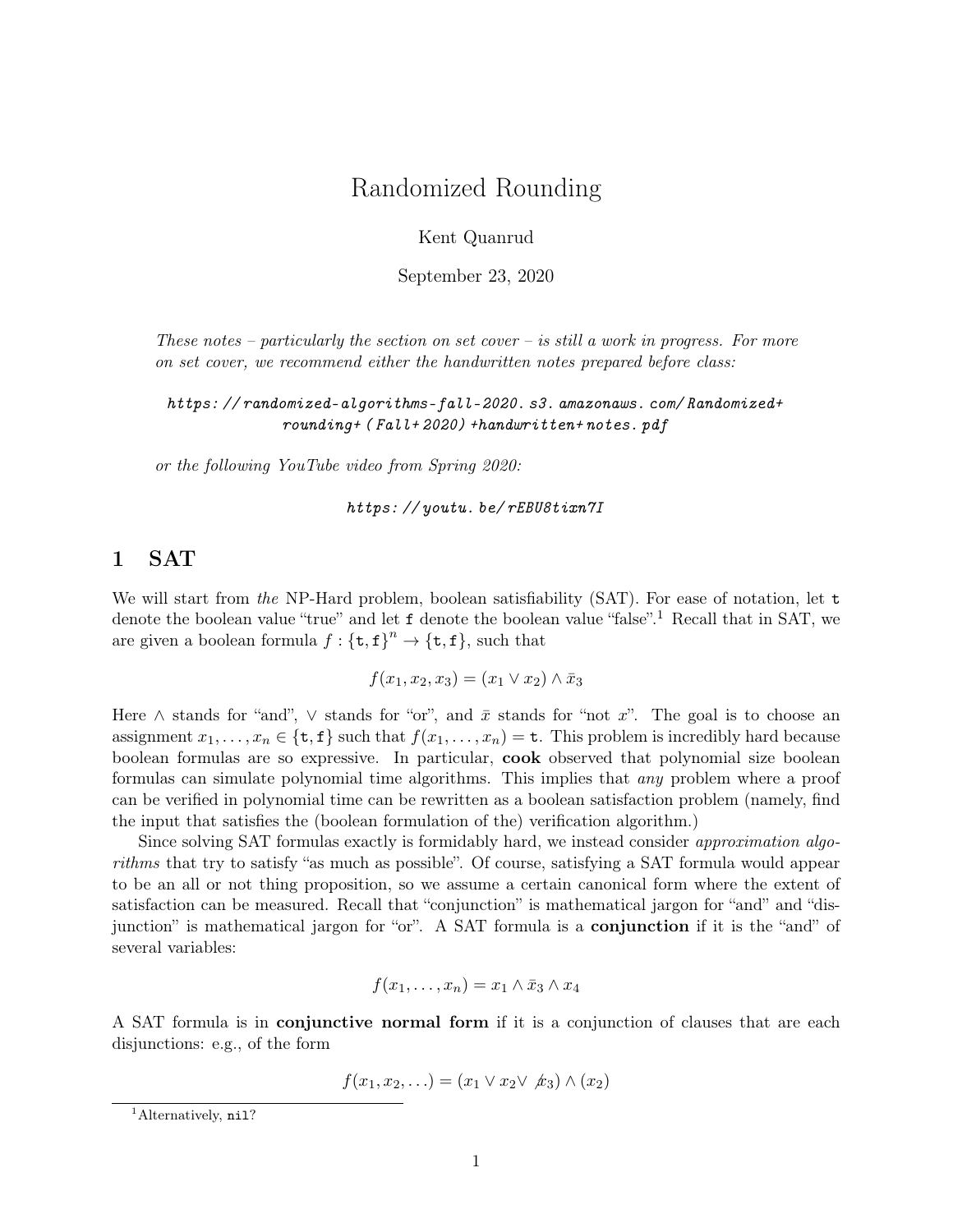# Randomized Rounding

Kent Quanrud

September 23, 2020

*These notes – particularly the section on set cover – is still a work in progress. For more on set cover, we recommend either the handwritten notes prepared before class:*

*https://randomized-algorithms-fall-2020.s3.amazonaws.com/Randomized+rounding+(Fall+2020)+handwritten+notes.pdf*

*or the following YouTube video from Spring 2020:*

*https://youtu.be/rEBU8tixn7I*

## 1 SAT

We will start from *the* NP-Hard problem, boolean satisfiability (SAT). For ease of notation, let `t` denote the boolean value "true" and let `f` denote the boolean value "false".[1] Recall that in SAT, we are given a boolean formula $f : \{\mathtt{t}, \mathtt{f}\}^n \to \{\mathtt{t}, \mathtt{f}\}$, such that

$$f(x_1, x_2, x_3) = (x_1 \lor x_2) \land \bar{x}_3$$

Here $\land$ stands for "and", $\lor$ stands for "or", and $\bar{x}$ stands for "not $x$". The goal is to choose an assignment $x_1, \ldots, x_n \in \{\mathtt{t}, \mathtt{f}\}$ such that $f(x_1, \ldots, x_n) = \mathtt{t}$. This problem is incredibly hard because boolean formulas are so expressive. In particular, **cook** observed that polynomial size boolean formulas can simulate polynomial time algorithms. This implies that *any* problem where a proof can be verified in polynomial time can be rewritten as a boolean satisfaction problem (namely, find the input that satisfies the (boolean formulation of the) verification algorithm.)

Since solving SAT formulas exactly is formidably hard, we instead consider *approximation algorithms* that try to satisfy "as much as possible". Of course, satisfying a SAT formula would appear to be an all or not thing proposition, so we assume a certain canonical form where the extent of satisfaction can be measured. Recall that "conjunction" is mathematical jargon for "and" and "disjunction" is mathematical jargon for "or". A SAT formula is a **conjunction** if it is the "and" of several variables:

$$f(x_1, \ldots, x_n) = x_1 \land \bar{x}_3 \land x_4$$

A SAT formula is in **conjunctive normal form** if it is a conjunction of clauses that are each disjunctions: e.g., of the form

$$f(x_1, x_2, \ldots) = (x_1 \lor x_2 \lor \not{x}_3) \land (x_2)$$

[1] Alternatively, `nil`?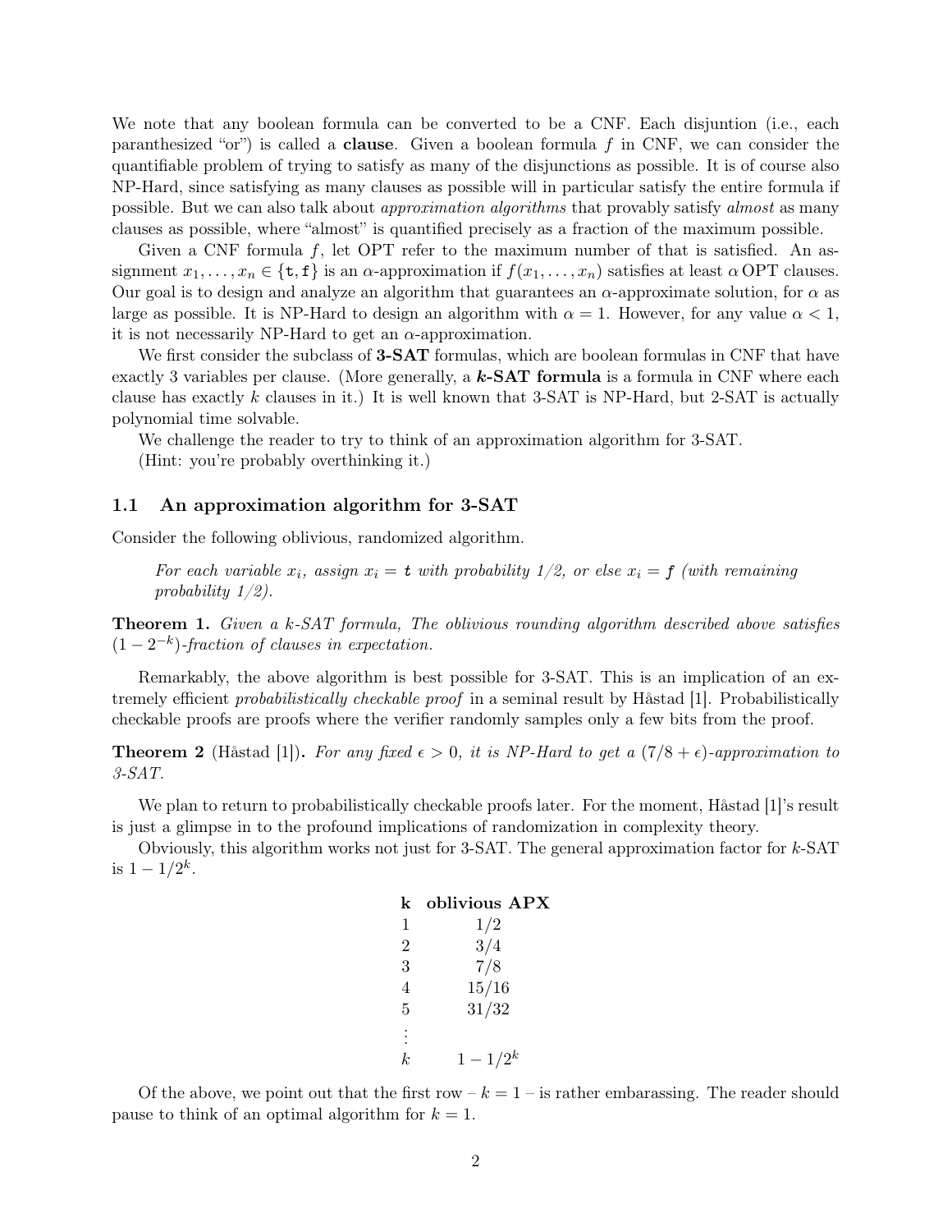We note that any boolean formula can be converted to be a CNF. Each disjuntion (i.e., each paranthesized "or") is called a **clause**. Given a boolean formula $f$ in CNF, we can consider the quantifiable problem of trying to satisfy as many of the disjunctions as possible. It is of course also NP-Hard, since satisfying as many clauses as possible will in particular satisfy the entire formula if possible. But we can also talk about *approximation algorithms* that provably satisfy *almost* as many clauses as possible, where "almost" is quantified precisely as a fraction of the maximum possible.

Given a CNF formula $f$, let OPT refer to the maximum number of that is satisfied. An assignment $x_1, \dots, x_n \in \{\mathtt{t}, \mathtt{f}\}$ is an $\alpha$-approximation if $f(x_1, \dots, x_n)$ satisfies at least $\alpha \, \mathrm{OPT}$ clauses. Our goal is to design and analyze an algorithm that guarantees an $\alpha$-approximate solution, for $\alpha$ as large as possible. It is NP-Hard to design an algorithm with $\alpha = 1$. However, for any value $\alpha < 1$, it is not necessarily NP-Hard to get an $\alpha$-approximation.

We first consider the subclass of **3-SAT** formulas, which are boolean formulas in CNF that have exactly 3 variables per clause. (More generally, a ***k*-SAT formula** is a formula in CNF where each clause has exactly $k$ clauses in it.) It is well known that 3-SAT is NP-Hard, but 2-SAT is actually polynomial time solvable.

We challenge the reader to try to think of an approximation algorithm for 3-SAT.

(Hint: you're probably overthinking it.)

### 1.1 An approximation algorithm for 3-SAT

Consider the following oblivious, randomized algorithm.

> *For each variable $x_i$, assign $x_i = \mathtt{t}$ with probability 1/2, or else $x_i = \mathtt{f}$ (with remaining probability 1/2).*

**Theorem 1.** *Given a k-SAT formula, The oblivious rounding algorithm described above satisfies $(1 - 2^{-k})$-fraction of clauses in expectation.*

Remarkably, the above algorithm is best possible for 3-SAT. This is an implication of an extremely efficient *probabilistically checkable proof* in a seminal result by Håstad [1]. Probabilistically checkable proofs are proofs where the verifier randomly samples only a few bits from the proof.

**Theorem 2** (Håstad [1]). *For any fixed $\epsilon > 0$, it is NP-Hard to get a $(7/8 + \epsilon)$-approximation to 3-SAT.*

We plan to return to probabilistically checkable proofs later. For the moment, Håstad [1]'s result is just a glimpse in to the profound implications of randomization in complexity theory.

Obviously, this algorithm works not just for 3-SAT. The general approximation factor for $k$-SAT is $1 - 1/2^k$.

| **k** | **oblivious APX** |
|---|---|
| 1 | 1/2 |
| 2 | 3/4 |
| 3 | 7/8 |
| 4 | 15/16 |
| 5 | 31/32 |
| ⋮ | |
| $k$ | $1 - 1/2^k$ |

Of the above, we point out that the first row – $k = 1$ – is rather embarassing. The reader should pause to think of an optimal algorithm for $k = 1$.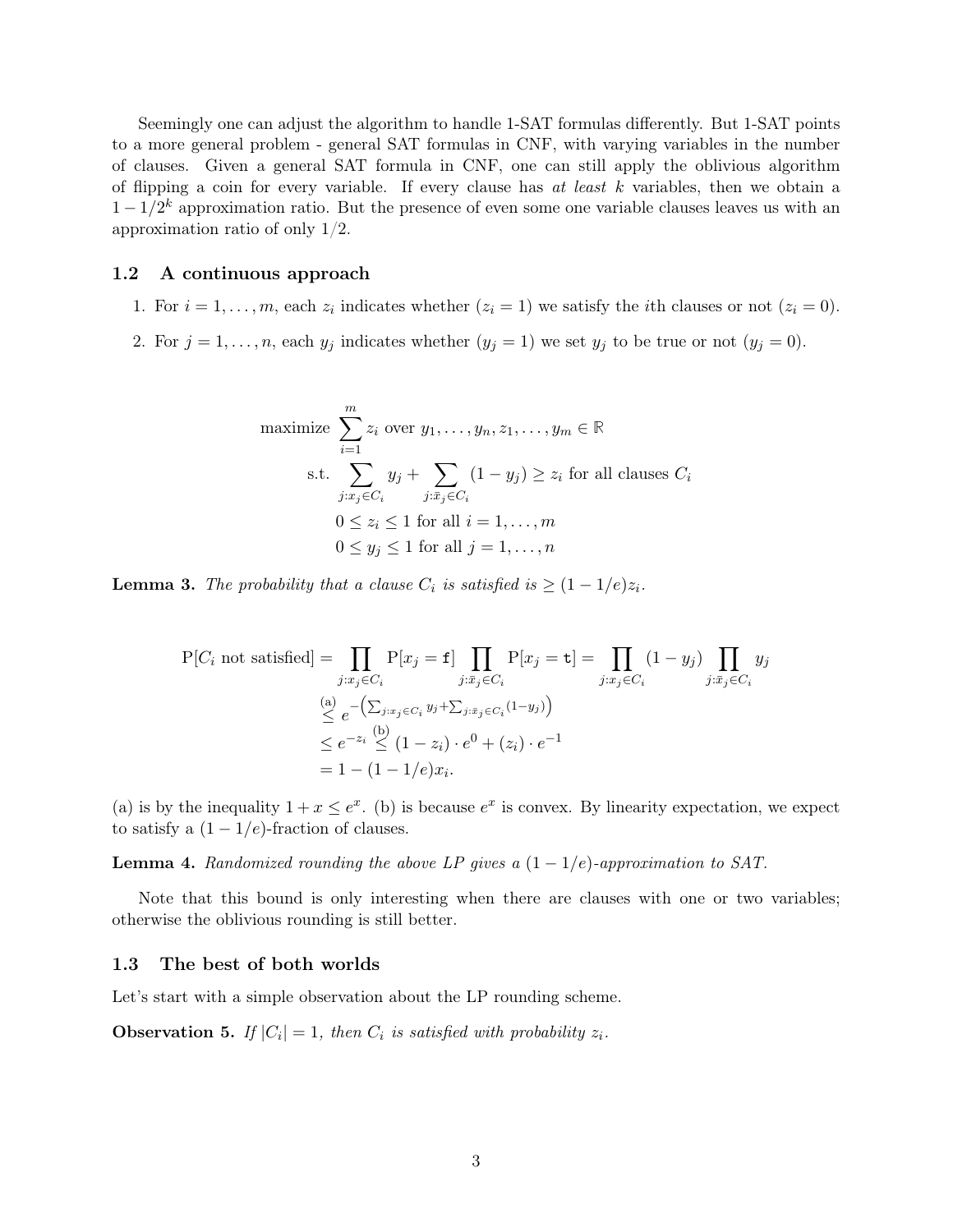Seemingly one can adjust the algorithm to handle 1-SAT formulas differently. But 1-SAT points to a more general problem - general SAT formulas in CNF, with varying variables in the number of clauses. Given a general SAT formula in CNF, one can still apply the oblivious algorithm of flipping a coin for every variable. If every clause has *at least* $k$ variables, then we obtain a $1 - 1/2^k$ approximation ratio. But the presence of even some one variable clauses leaves us with an approximation ratio of only $1/2$.

### 1.2 A continuous approach

1. For $i = 1, \dots, m$, each $z_i$ indicates whether ($z_i = 1$) we satisfy the $i$th clauses or not ($z_i = 0$).
2. For $j = 1, \dots, n$, each $y_j$ indicates whether ($y_j = 1$) we set $y_j$ to be true or not ($y_j = 0$).

$$
\begin{aligned}
\text{maximize } & \sum_{i=1}^{m} z_i \text{ over } y_1, \dots, y_n, z_1, \dots, y_m \in \mathbb{R} \\
\text{s.t. } & \sum_{j : x_j \in C_i} y_j + \sum_{j : \bar{x}_j \in C_i} (1 - y_j) \geq z_i \text{ for all clauses } C_i \\
& 0 \leq z_i \leq 1 \text{ for all } i = 1, \dots, m \\
& 0 \leq y_j \leq 1 \text{ for all } j = 1, \dots, n
\end{aligned}
$$

**Lemma 3.** *The probability that a clause $C_i$ is satisfied is $\geq (1 - 1/e)z_i$.*

$$
\begin{aligned}
\mathrm{P}[C_i \text{ not satisfied}] &= \prod_{j : x_j \in C_i} \mathrm{P}[x_j = \mathtt{f}] \prod_{j : \bar{x}_j \in C_i} \mathrm{P}[x_j = \mathtt{t}] = \prod_{j : x_j \in C_i} (1 - y_j) \prod_{j : \bar{x}_j \in C_i} y_j \\
&\overset{(a)}{\leq} e^{-\left(\sum_{j : x_j \in C_i} y_j + \sum_{j : \bar{x}_j \in C_i} (1 - y_j)\right)} \\
&\leq e^{-z_i} \overset{(b)}{\leq} (1 - z_i) \cdot e^0 + (z_i) \cdot e^{-1} \\
&= 1 - (1 - 1/e)x_i.
\end{aligned}
$$

(a) is by the inequality $1 + x \leq e^x$. (b) is because $e^x$ is convex. By linearity expectation, we expect to satisfy a $(1 - 1/e)$-fraction of clauses.

**Lemma 4.** *Randomized rounding the above LP gives a $(1 - 1/e)$-approximation to SAT.*

Note that this bound is only interesting when there are clauses with one or two variables; otherwise the oblivious rounding is still better.

### 1.3 The best of both worlds

Let's start with a simple observation about the LP rounding scheme.

**Observation 5.** *If $|C_i| = 1$, then $C_i$ is satisfied with probability $z_i$.*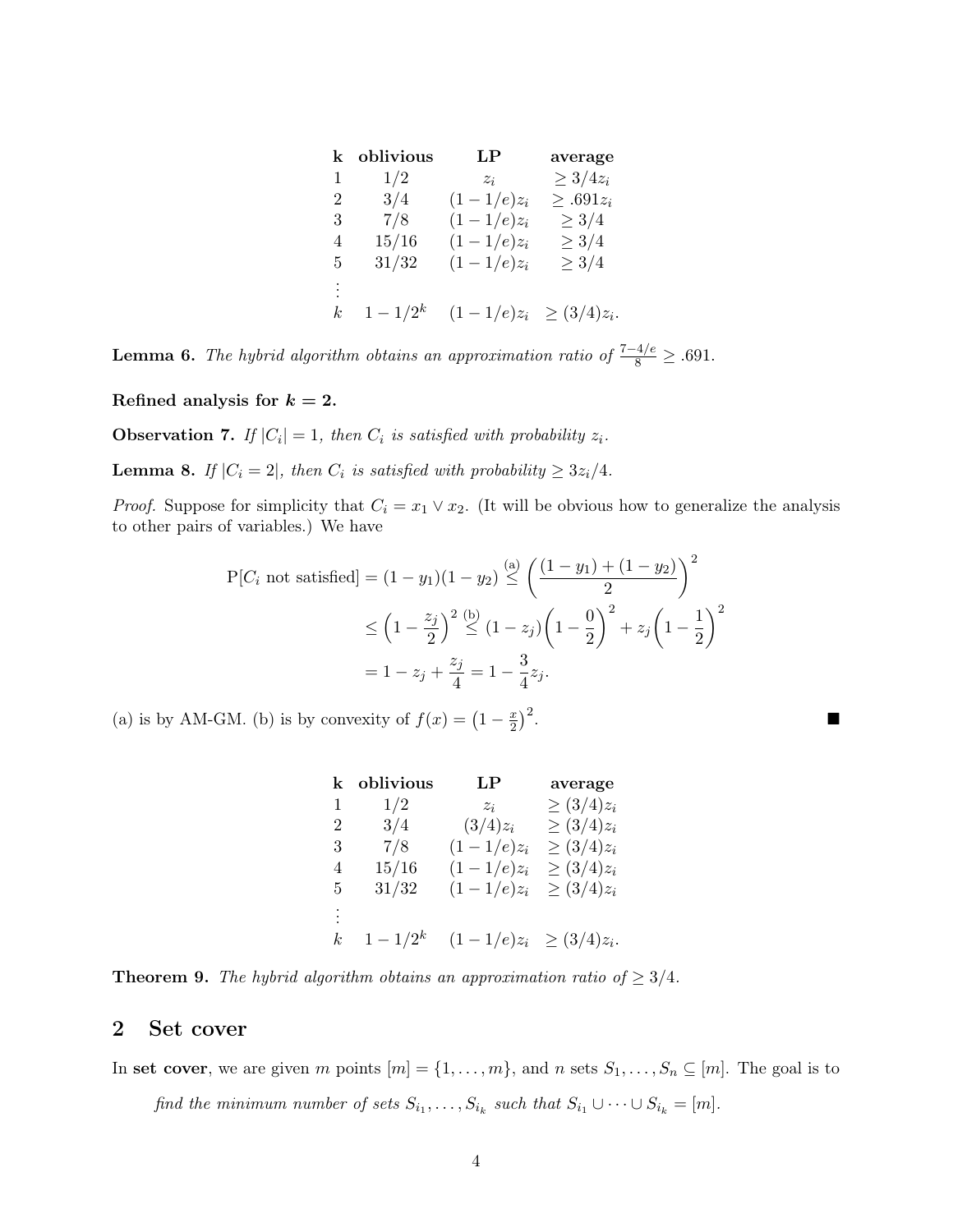| k | oblivious | LP | average |
|---|---|---|---|
| 1 | $1/2$ | $z_i$ | $\geq 3/4z_i$ |
| 2 | $3/4$ | $(1-1/e)z_i$ | $\geq .691z_i$ |
| 3 | $7/8$ | $(1-1/e)z_i$ | $\geq 3/4$ |
| 4 | $15/16$ | $(1-1/e)z_i$ | $\geq 3/4$ |
| 5 | $31/32$ | $(1-1/e)z_i$ | $\geq 3/4$ |
| $\vdots$ | | | |
| $k$ | $1-1/2^k$ | $(1-1/e)z_i$ | $\geq (3/4)z_i$. |

**Lemma 6.** *The hybrid algorithm obtains an approximation ratio of* $\frac{7-4/e}{8} \geq .691$.

**Refined analysis for $k = 2$.**

**Observation 7.** *If $|C_i| = 1$, then $C_i$ is satisfied with probability $z_i$.*

**Lemma 8.** *If $|C_i = 2|$, then $C_i$ is satisfied with probability $\geq 3z_i/4$.*

*Proof.* Suppose for simplicity that $C_i = x_1 \vee x_2$. (It will be obvious how to generalize the analysis to other pairs of variables.) We have

$$\begin{aligned}
\mathrm{P}[C_i \text{ not satisfied}] = (1-y_1)(1-y_2) &\overset{\text{(a)}}{\leq} \left(\frac{(1-y_1)+(1-y_2)}{2}\right)^2 \\
&\leq \left(1 - \frac{z_j}{2}\right)^2 \overset{\text{(b)}}{\leq} (1-z_j)\left(1-\frac{0}{2}\right)^2 + z_j\left(1-\frac{1}{2}\right)^2 \\
&= 1 - z_j + \frac{z_j}{4} = 1 - \frac{3}{4}z_j.
\end{aligned}$$

(a) is by AM-GM. (b) is by convexity of $f(x) = \left(1 - \frac{x}{2}\right)^2$. ∎

| k | oblivious | LP | average |
|---|---|---|---|
| 1 | $1/2$ | $z_i$ | $\geq (3/4)z_i$ |
| 2 | $3/4$ | $(3/4)z_i$ | $\geq (3/4)z_i$ |
| 3 | $7/8$ | $(1-1/e)z_i$ | $\geq (3/4)z_i$ |
| 4 | $15/16$ | $(1-1/e)z_i$ | $\geq (3/4)z_i$ |
| 5 | $31/32$ | $(1-1/e)z_i$ | $\geq (3/4)z_i$ |
| $\vdots$ | | | |
| $k$ | $1-1/2^k$ | $(1-1/e)z_i$ | $\geq (3/4)z_i$. |

**Theorem 9.** *The hybrid algorithm obtains an approximation ratio of $\geq 3/4$.*

## 2 Set cover

In **set cover**, we are given $m$ points $[m] = \{1, \dots, m\}$, and $n$ sets $S_1, \dots, S_n \subseteq [m]$. The goal is to

*find the minimum number of sets $S_{i_1}, \dots, S_{i_k}$ such that $S_{i_1} \cup \dots \cup S_{i_k} = [m]$.*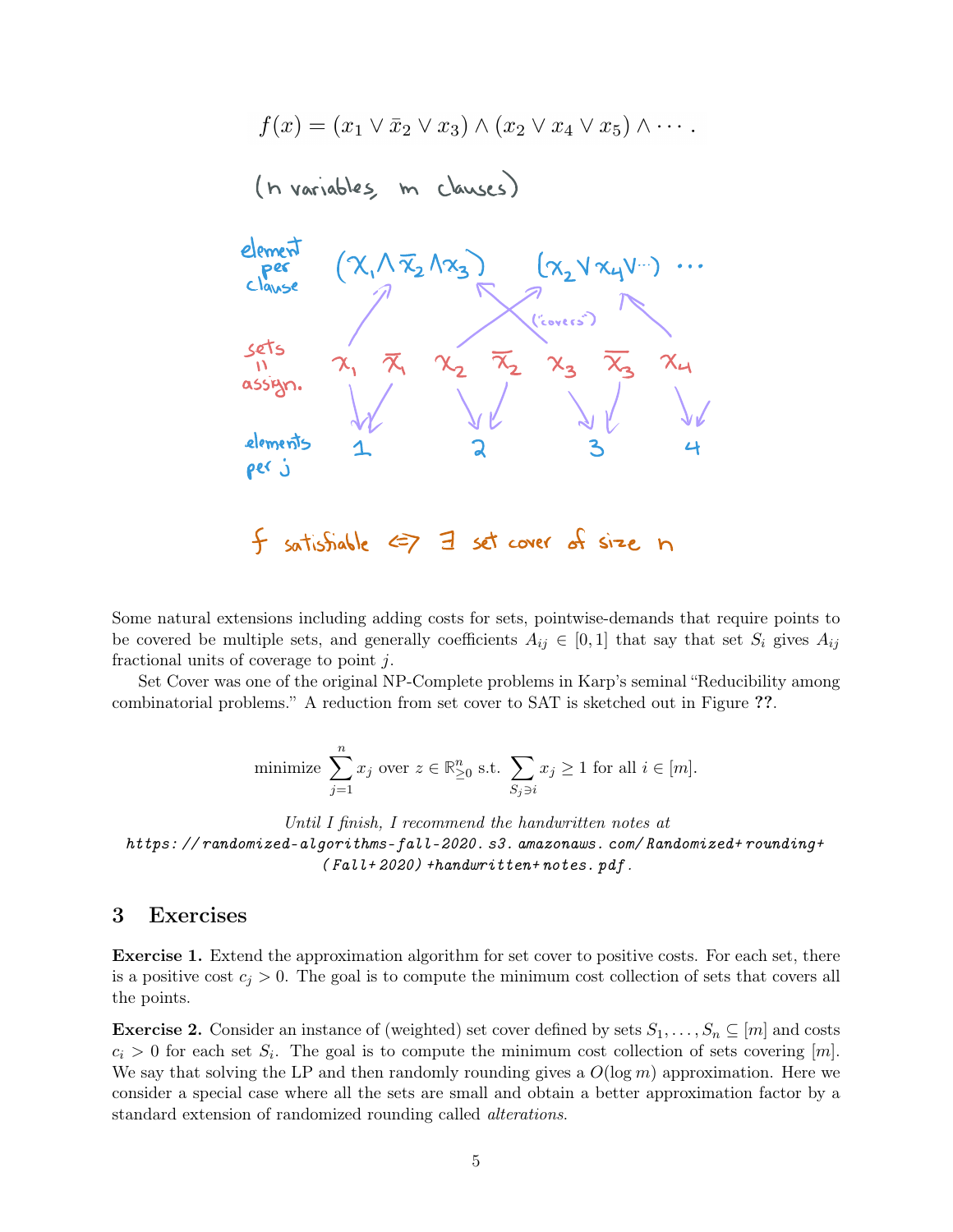$$f(x) = (x_1 \vee \bar{x}_2 \vee x_3) \wedge (x_2 \vee x_4 \vee x_5) \wedge \cdots.$$

(n variables, m clauses)

element per clause: $(x_1 \wedge \bar{x}_2 \wedge x_3)$ $(x_2 \vee x_4 \vee \cdots)$ ...

("covers")

sets = assign.: $x_1$ $\bar{x}_1$ $x_2$ $\bar{x}_2$ $x_3$ $\bar{x}_3$ $x_4$

elements per j: 1 2 3 4

f satisfiable $\iff$ $\exists$ set cover of size n

Some natural extensions including adding costs for sets, pointwise-demands that require points to be covered be multiple sets, and generally coefficients $A_{ij} \in [0, 1]$ that say that set $S_i$ gives $A_{ij}$ fractional units of coverage to point $j$.

Set Cover was one of the original NP-Complete problems in Karp's seminal "Reducibility among combinatorial problems." A reduction from set cover to SAT is sketched out in Figure ??.

$$\text{minimize } \sum_{j=1}^{n} x_j \text{ over } z \in \mathbb{R}^n_{\geq 0} \text{ s.t. } \sum_{S_j \ni i} x_j \geq 1 \text{ for all } i \in [m].$$

*Until I finish, I recommend the handwritten notes at* *https://randomized-algorithms-fall-2020.s3.amazonaws.com/Randomized+rounding+(Fall+2020)+handwritten+notes.pdf.*

## 3 Exercises

**Exercise 1.** Extend the approximation algorithm for set cover to positive costs. For each set, there is a positive cost $c_j > 0$. The goal is to compute the minimum cost collection of sets that covers all the points.

**Exercise 2.** Consider an instance of (weighted) set cover defined by sets $S_1, \ldots, S_n \subseteq [m]$ and costs $c_i > 0$ for each set $S_i$. The goal is to compute the minimum cost collection of sets covering $[m]$. We say that solving the LP and then randomly rounding gives a $O(\log m)$ approximation. Here we consider a special case where all the sets are small and obtain a better approximation factor by a standard extension of randomized rounding called *alterations*.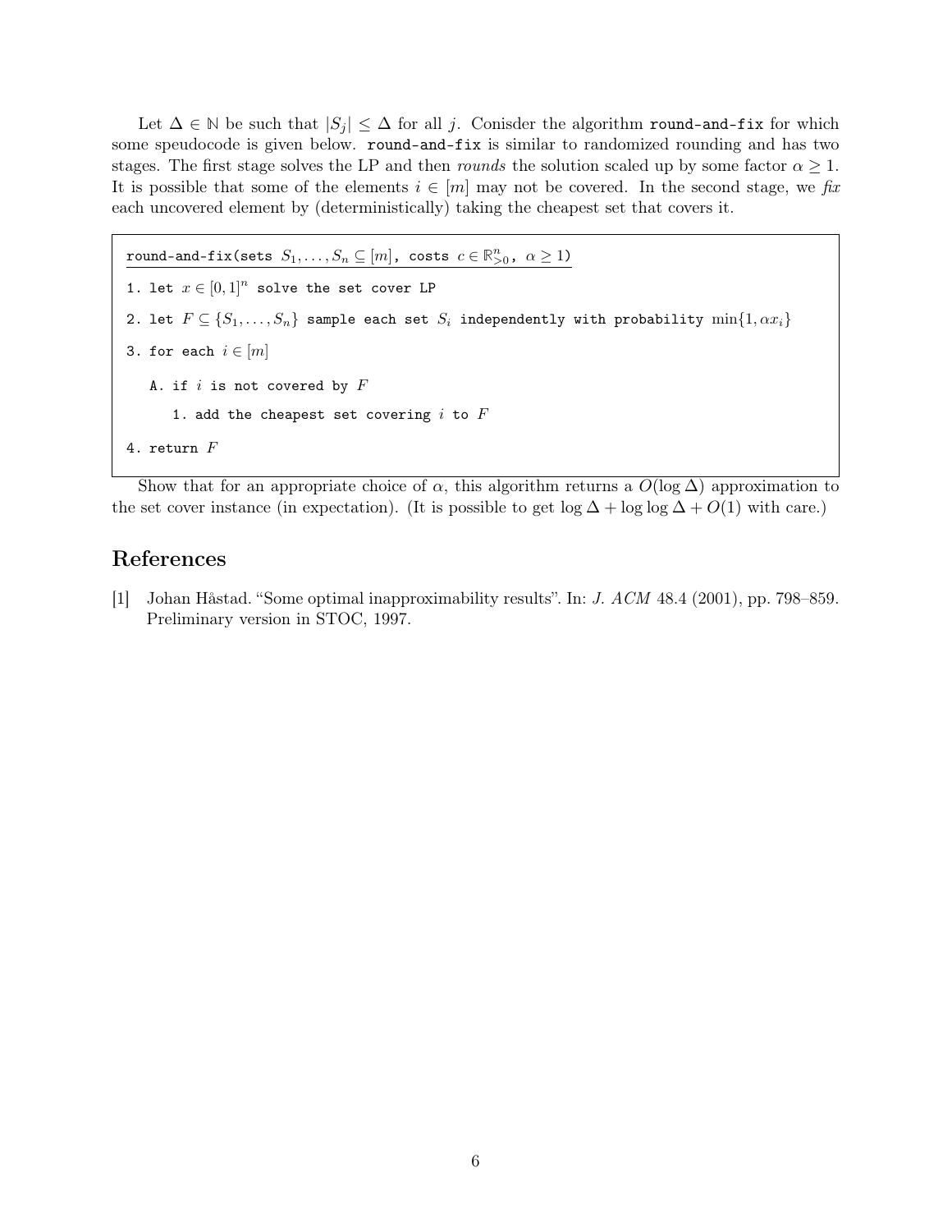Let $\Delta \in \mathbb{N}$ be such that $|S_j| \leq \Delta$ for all $j$. Conisder the algorithm `round-and-fix` for which some speudocode is given below. `round-and-fix` is similar to randomized rounding and has two stages. The first stage solves the LP and then *rounds* the solution scaled up by some factor $\alpha \geq 1$. It is possible that some of the elements $i \in [m]$ may not be covered. In the second stage, we *fix* each uncovered element by (deterministically) taking the cheapest set that covers it.

```
round-and-fix(sets S_1, ..., S_n ⊆ [m], costs c ∈ R^n_{>0}, α ≥ 1)

1. let x ∈ [0,1]^n solve the set cover LP

2. let F ⊆ {S_1, ..., S_n} sample each set S_i independently with probability min{1, αx_i}

3. for each i ∈ [m]

   A. if i is not covered by F

      1. add the cheapest set covering i to F

4. return F
```

Show that for an appropriate choice of $\alpha$, this algorithm returns a $O(\log \Delta)$ approximation to the set cover instance (in expectation). (It is possible to get $\log \Delta + \log \log \Delta + O(1)$ with care.)

## References

[1] Johan Håstad. "Some optimal inapproximability results". In: *J. ACM* 48.4 (2001), pp. 798–859. Preliminary version in STOC, 1997.